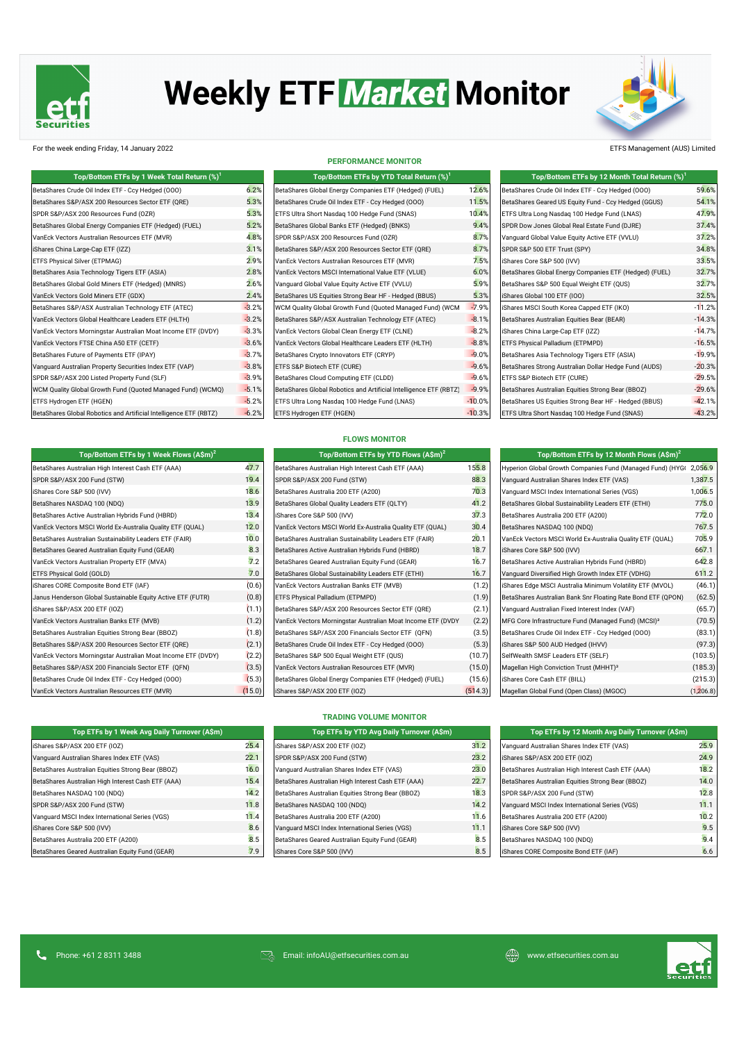# Weekly ETF Market Monitor

For the week ending Friday, 14 January 2022

ETFS Management (AUS) Limited

## PERFORMANCE MONITOR

| Top/Bottom ETFs by 1 Week Total Return (%)[1] | |
|---|---|
| BetaShares Crude Oil Index ETF - Ccy Hedged (OOO) | 6.2% |
| BetaShares S&P/ASX 200 Resources Sector ETF (QRE) | 5.3% |
| SPDR S&P/ASX 200 Resources Fund (OZR) | 5.3% |
| BetaShares Global Energy Companies ETF (Hedged) (FUEL) | 5.2% |
| VanEck Vectors Australian Resources ETF (MVR) | 4.8% |
| iShares China Large-Cap ETF (IZZ) | 3.1% |
| ETFS Physical Silver (ETPMAG) | 2.9% |
| BetaShares Asia Technology Tigers ETF (ASIA) | 2.8% |
| BetaShares Global Gold Miners ETF (Hedged) (MNRS) | 2.6% |
| VanEck Vectors Gold Miners ETF (GDX) | 2.4% |
| BetaShares S&P/ASX Australian Technology ETF (ATEC) | -3.2% |
| VanEck Vectors Global Healthcare Leaders ETF (HLTH) | -3.2% |
| VanEck Vectors Morningstar Australian Moat Income ETF (DVDY) | -3.3% |
| VanEck Vectors FTSE China A50 ETF (CETF) | -3.6% |
| BetaShares Future of Payments ETF (IPAY) | -3.7% |
| Vanguard Australian Property Securities Index ETF (VAP) | -3.8% |
| SPDR S&P/ASX 200 Listed Property Fund (SLF) | -3.9% |
| WCM Quality Global Growth Fund (Quoted Managed Fund) (WCMQ) | -5.1% |
| ETFS Hydrogen ETF (HGEN) | -5.2% |
| BetaShares Global Robotics and Artificial Intelligence ETF (RBTZ) | -6.2% |

| Top/Bottom ETFs by YTD Total Return (%)[1] | |
|---|---|
| BetaShares Global Energy Companies ETF (Hedged) (FUEL) | 12.6% |
| BetaShares Crude Oil Index ETF - Ccy Hedged (OOO) | 11.5% |
| ETFS Ultra Short Nasdaq 100 Hedge Fund (SNAS) | 10.4% |
| BetaShares Global Banks ETF (Hedged) (BNKS) | 9.4% |
| SPDR S&P/ASX 200 Resources Fund (OZR) | 8.7% |
| BetaShares S&P/ASX 200 Resources Sector ETF (QRE) | 8.7% |
| VanEck Vectors Australian Resources ETF (MVR) | 7.5% |
| VanEck Vectors MSCI International Value ETF (VLUE) | 6.0% |
| Vanguard Global Value Equity Active ETF (VVLU) | 5.9% |
| BetaShares US Equities Strong Bear HF - Hedged (BBUS) | 5.3% |
| WCM Quality Global Growth Fund (Quoted Managed Fund) (WCM | -7.9% |
| BetaShares S&P/ASX Australian Technology ETF (ATEC) | -8.1% |
| VanEck Vectors Global Clean Energy ETF (CLNE) | -8.2% |
| VanEck Vectors Global Healthcare Leaders ETF (HLTH) | -8.8% |
| BetaShares Crypto Innovators ETF (CRYP) | -9.0% |
| ETFS S&P Biotech ETF (CURE) | -9.6% |
| BetaShares Cloud Computing ETF (CLDD) | -9.6% |
| BetaShares Global Robotics and Artificial Intelligence ETF (RBTZ) | -9.9% |
| ETFS Ultra Long Nasdaq 100 Hedge Fund (LNAS) | -10.0% |
| ETFS Hydrogen ETF (HGEN) | -10.3% |

| Top/Bottom ETFs by 12 Month Total Return (%)[1] | |
|---|---|
| BetaShares Crude Oil Index ETF - Ccy Hedged (OOO) | 59.6% |
| BetaShares Geared US Equity Fund - Ccy Hedged (GGUS) | 54.1% |
| ETFS Ultra Long Nasdaq 100 Hedge Fund (LNAS) | 47.9% |
| SPDR Dow Jones Global Real Estate Fund (DJRE) | 37.4% |
| Vanguard Global Value Equity Active ETF (VVLU) | 37.2% |
| SPDR S&P 500 ETF Trust (SPY) | 34.8% |
| iShares Core S&P 500 (IVV) | 33.5% |
| BetaShares Global Energy Companies ETF (Hedged) (FUEL) | 32.7% |
| BetaShares S&P 500 Equal Weight ETF (QUS) | 32.7% |
| iShares Global 100 ETF (IOO) | 32.5% |
| iShares MSCI South Korea Capped ETF (IKO) | -11.2% |
| BetaShares Australian Equities Bear (BEAR) | -14.3% |
| iShares China Large-Cap ETF (IZZ) | -14.7% |
| ETFS Physical Palladium (ETPMPD) | -16.5% |
| BetaShares Asia Technology Tigers ETF (ASIA) | -19.9% |
| BetaShares Strong Australian Dollar Hedge Fund (AUDS) | -20.3% |
| ETFS S&P Biotech ETF (CURE) | -29.5% |
| BetaShares Australian Equities Strong Bear (BBOZ) | -29.6% |
| BetaShares US Equities Strong Bear HF - Hedged (BBUS) | -42.1% |
| ETFS Ultra Short Nasdaq 100 Hedge Fund (SNAS) | -43.2% |

## FLOWS MONITOR

| Top/Bottom ETFs by 1 Week Flows (A$m)[2] | |
|---|---|
| BetaShares Australian High Interest Cash ETF (AAA) | 47.7 |
| SPDR S&P/ASX 200 Fund (STW) | 19.4 |
| iShares Core S&P 500 (IVV) | 18.6 |
| BetaShares NASDAQ 100 (NDQ) | 13.9 |
| BetaShares Active Australian Hybrids Fund (HBRD) | 13.4 |
| VanEck Vectors MSCI World Ex-Australia Quality ETF (QUAL) | 12.0 |
| BetaShares Australian Sustainability Leaders ETF (FAIR) | 10.0 |
| BetaShares Geared Australian Equity Fund (GEAR) | 8.3 |
| VanEck Vectors Australian Property ETF (MVA) | 7.2 |
| ETFS Physical Gold (GOLD) | 7.0 |
| iShares CORE Composite Bond ETF (IAF) | (0.6) |
| Janus Henderson Global Sustainable Equity Active ETF (FUTR) | (0.8) |
| iShares S&P/ASX 200 ETF (IOZ) | (1.1) |
| VanEck Vectors Australian Banks ETF (MVB) | (1.2) |
| BetaShares Australian Equities Strong Bear (BBOZ) | (1.8) |
| BetaShares S&P/ASX 200 Resources Sector ETF (QRE) | (2.1) |
| VanEck Vectors Morningstar Australian Moat Income ETF (DVDY) | (2.2) |
| BetaShares S&P/ASX 200 Financials Sector ETF (QFN) | (3.5) |
| BetaShares Crude Oil Index ETF - Ccy Hedged (OOO) | (5.3) |
| VanEck Vectors Australian Resources ETF (MVR) | (15.0) |

| Top/Bottom ETFs by YTD Flows (A$m)[2] | |
|---|---|
| BetaShares Australian High Interest Cash ETF (AAA) | 155.8 |
| SPDR S&P/ASX 200 Fund (STW) | 88.3 |
| BetaShares Australia 200 ETF (A200) | 70.3 |
| BetaShares Global Quality Leaders ETF (QLTY) | 41.2 |
| iShares Core S&P 500 (IVV) | 37.3 |
| VanEck Vectors MSCI World Ex-Australia Quality ETF (QUAL) | 30.4 |
| BetaShares Australian Sustainability Leaders ETF (FAIR) | 20.1 |
| BetaShares Active Australian Hybrids Fund (HBRD) | 18.7 |
| BetaShares Geared Australian Equity Fund (GEAR) | 16.7 |
| BetaShares Global Sustainability Leaders ETF (ETHI) | 16.7 |
| VanEck Vectors Australian Banks ETF (MVB) | (1.2) |
| ETFS Physical Palladium (ETPMPD) | (1.9) |
| BetaShares S&P/ASX 200 Resources Sector ETF (QRE) | (2.1) |
| VanEck Vectors Morningstar Australian Moat Income ETF (DVDY | (2.2) |
| BetaShares S&P/ASX 200 Financials Sector ETF (QFN) | (3.5) |
| BetaShares Crude Oil Index ETF - Ccy Hedged (OOO) | (5.3) |
| BetaShares S&P 500 Equal Weight ETF (QUS) | (10.7) |
| VanEck Vectors Australian Resources ETF (MVR) | (15.0) |
| BetaShares Global Energy Companies ETF (Hedged) (FUEL) | (15.6) |
| iShares S&P/ASX 200 ETF (IOZ) | (514.3) |

| Top/Bottom ETFs by 12 Month Flows (A$m)[2] | |
|---|---|
| Hyperion Global Growth Companies Fund (Managed Fund) (HYG( | 2,056.9 |
| Vanguard Australian Shares Index ETF (VAS) | 1,387.5 |
| Vanguard MSCI Index International Series (VGS) | 1,006.5 |
| BetaShares Global Sustainability Leaders ETF (ETHI) | 775.0 |
| BetaShares Australia 200 ETF (A200) | 772.0 |
| BetaShares NASDAQ 100 (NDQ) | 767.5 |
| VanEck Vectors MSCI World Ex-Australia Quality ETF (QUAL) | 705.9 |
| iShares Core S&P 500 (IVV) | 667.1 |
| BetaShares Active Australian Hybrids Fund (HBRD) | 642.8 |
| Vanguard Diversified High Growth Index ETF (VDHG) | 611.2 |
| iShares Edge MSCI Australia Minimum Volatility ETF (MVOL) | (46.1) |
| BetaShares Australian Bank Snr Floating Rate Bond ETF (QPON) | (62.5) |
| Vanguard Australian Fixed Interest Index (VAF) | (65.7) |
| MFG Core Infrastructure Fund (Managed Fund) (MCSI)[3] | (70.5) |
| BetaShares Crude Oil Index ETF - Ccy Hedged (OOO) | (83.1) |
| iShares S&P 500 AUD Hedged (IHVV) | (97.3) |
| SelfWealth SMSF Leaders ETF (SELF) | (103.5) |
| Magellan High Conviction Trust (MHHT)[3] | (185.3) |
| iShares Core Cash ETF (BILL) | (215.3) |
| Magellan Global Fund (Open Class) (MGOC) | (1,206.8) |

## TRADING VOLUME MONITOR

| Top ETFs by 1 Week Avg Daily Turnover (A$m) | |
|---|---|
| iShares S&P/ASX 200 ETF (IOZ) | 25.4 |
| Vanguard Australian Shares Index ETF (VAS) | 22.1 |
| BetaShares Australian Equities Strong Bear (BBOZ) | 16.0 |
| BetaShares Australian High Interest Cash ETF (AAA) | 15.4 |
| BetaShares NASDAQ 100 (NDQ) | 14.2 |
| SPDR S&P/ASX 200 Fund (STW) | 11.8 |
| Vanguard MSCI Index International Series (VGS) | 11.4 |
| iShares Core S&P 500 (IVV) | 8.6 |
| BetaShares Australia 200 ETF (A200) | 8.5 |
| BetaShares Geared Australian Equity Fund (GEAR) | 7.9 |

| Top ETFs by YTD Avg Daily Turnover (A$m) | |
|---|---|
| iShares S&P/ASX 200 ETF (IOZ) | 31.2 |
| SPDR S&P/ASX 200 Fund (STW) | 23.2 |
| Vanguard Australian Shares Index ETF (VAS) | 23.0 |
| BetaShares Australian High Interest Cash ETF (AAA) | 22.7 |
| BetaShares Australian Equities Strong Bear (BBOZ) | 18.3 |
| BetaShares NASDAQ 100 (NDQ) | 14.2 |
| BetaShares Australia 200 ETF (A200) | 11.6 |
| Vanguard MSCI Index International Series (VGS) | 11.1 |
| BetaShares Geared Australian Equity Fund (GEAR) | 8.5 |
| iShares Core S&P 500 (IVV) | 8.5 |

| Top ETFs by 12 Month Avg Daily Turnover (A$m) | |
|---|---|
| Vanguard Australian Shares Index ETF (VAS) | 25.9 |
| iShares S&P/ASX 200 ETF (IOZ) | 24.9 |
| BetaShares Australian High Interest Cash ETF (AAA) | 18.2 |
| BetaShares Australian Equities Strong Bear (BBOZ) | 14.0 |
| SPDR S&P/ASX 200 Fund (STW) | 12.8 |
| Vanguard MSCI Index International Series (VGS) | 11.1 |
| BetaShares Australia 200 ETF (A200) | 10.2 |
| iShares Core S&P 500 (IVV) | 9.5 |
| BetaShares NASDAQ 100 (NDQ) | 9.4 |
| iShares CORE Composite Bond ETF (IAF) | 6.6 |

Phone: +61 2 8311 3488 | Email: infoAU@etfsecurities.com.au | www.etfsecurities.com.au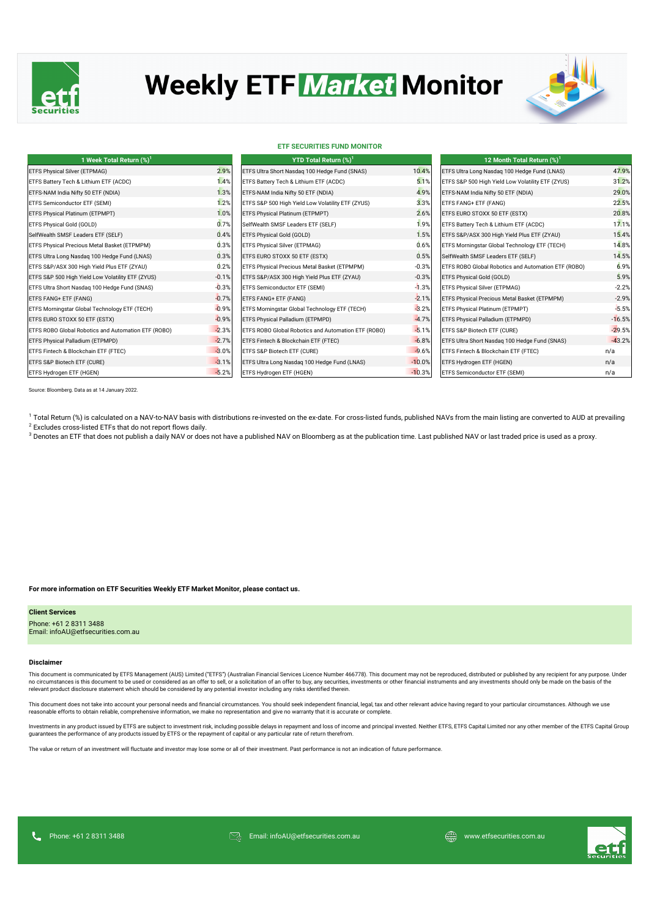# Weekly ETF Market Monitor

## ETF SECURITIES FUND MONITOR

| 1 Week Total Return (%)[1] | |
|---|---|
| ETFS Physical Silver (ETPMAG) | 2.9% |
| ETFS Battery Tech & Lithium ETF (ACDC) | 1.4% |
| ETFS-NAM India Nifty 50 ETF (NDIA) | 1.3% |
| ETFS Semiconductor ETF (SEMI) | 1.2% |
| ETFS Physical Platinum (ETPMPT) | 1.0% |
| ETFS Physical Gold (GOLD) | 0.7% |
| SelfWealth SMSF Leaders ETF (SELF) | 0.4% |
| ETFS Physical Precious Metal Basket (ETPMPM) | 0.3% |
| ETFS Ultra Long Nasdaq 100 Hedge Fund (LNAS) | 0.3% |
| ETFS S&P/ASX 300 High Yield Plus ETF (ZYAU) | 0.2% |
| ETFS S&P 500 High Yield Low Volatility ETF (ZYUS) | -0.1% |
| ETFS Ultra Short Nasdaq 100 Hedge Fund (SNAS) | -0.3% |
| ETFS FANG+ ETF (FANG) | -0.7% |
| ETFS Morningstar Global Technology ETF (TECH) | -0.9% |
| ETFS EURO STOXX 50 ETF (ESTX) | -0.9% |
| ETFS ROBO Global Robotics and Automation ETF (ROBO) | -2.3% |
| ETFS Physical Palladium (ETPMPD) | -2.7% |
| ETFS Fintech & Blockchain ETF (FTEC) | -3.0% |
| ETFS S&P Biotech ETF (CURE) | -3.1% |
| ETFS Hydrogen ETF (HGEN) | -5.2% |

| YTD Total Return (%)[1] | |
|---|---|
| ETFS Ultra Short Nasdaq 100 Hedge Fund (SNAS) | 10.4% |
| ETFS Battery Tech & Lithium ETF (ACDC) | 5.1% |
| ETFS-NAM India Nifty 50 ETF (NDIA) | 4.9% |
| ETFS S&P 500 High Yield Low Volatility ETF (ZYUS) | 3.3% |
| ETFS Physical Platinum (ETPMPT) | 2.6% |
| SelfWealth SMSF Leaders ETF (SELF) | 1.9% |
| ETFS Physical Gold (GOLD) | 1.5% |
| ETFS Physical Silver (ETPMAG) | 0.6% |
| ETFS EURO STOXX 50 ETF (ESTX) | 0.5% |
| ETFS Physical Precious Metal Basket (ETPMPM) | -0.3% |
| ETFS S&P/ASX 300 High Yield Plus ETF (ZYAU) | -0.3% |
| ETFS Semiconductor ETF (SEMI) | -1.3% |
| ETFS FANG+ ETF (FANG) | -2.1% |
| ETFS Morningstar Global Technology ETF (TECH) | -3.2% |
| ETFS Physical Palladium (ETPMPD) | -4.7% |
| ETFS ROBO Global Robotics and Automation ETF (ROBO) | -5.1% |
| ETFS Fintech & Blockchain ETF (FTEC) | -6.8% |
| ETFS S&P Biotech ETF (CURE) | -9.6% |
| ETFS Ultra Long Nasdaq 100 Hedge Fund (LNAS) | -10.0% |
| ETFS Hydrogen ETF (HGEN) | -10.3% |

| 12 Month Total Return (%)[1] | |
|---|---|
| ETFS Ultra Long Nasdaq 100 Hedge Fund (LNAS) | 47.9% |
| ETFS S&P 500 High Yield Low Volatility ETF (ZYUS) | 31.2% |
| ETFS-NAM India Nifty 50 ETF (NDIA) | 29.0% |
| ETFS FANG+ ETF (FANG) | 22.5% |
| ETFS EURO STOXX 50 ETF (ESTX) | 20.8% |
| ETFS Battery Tech & Lithium ETF (ACDC) | 17.1% |
| ETFS S&P/ASX 300 High Yield Plus ETF (ZYAU) | 15.4% |
| ETFS Morningstar Global Technology ETF (TECH) | 14.8% |
| SelfWealth SMSF Leaders ETF (SELF) | 14.5% |
| ETFS ROBO Global Robotics and Automation ETF (ROBO) | 6.9% |
| ETFS Physical Gold (GOLD) | 5.9% |
| ETFS Physical Silver (ETPMAG) | -2.2% |
| ETFS Physical Precious Metal Basket (ETPMPM) | -2.9% |
| ETFS Physical Platinum (ETPMPT) | -5.5% |
| ETFS Physical Palladium (ETPMPD) | -16.5% |
| ETFS S&P Biotech ETF (CURE) | -29.5% |
| ETFS Ultra Short Nasdaq 100 Hedge Fund (SNAS) | -43.2% |
| ETFS Fintech & Blockchain ETF (FTEC) | n/a |
| ETFS Hydrogen ETF (HGEN) | n/a |
| ETFS Semiconductor ETF (SEMI) | n/a |

Source: Bloomberg. Data as at 14 January 2022.

[1] Total Return (%) is calculated on a NAV-to-NAV basis with distributions re-invested on the ex-date. For cross-listed funds, published NAVs from the main listing are converted to AUD at prevailing

[2] Excludes cross-listed ETFs that do not report flows daily.

[3] Denotes an ETF that does not publish a daily NAV or does not have a published NAV on Bloomberg as at the publication time. Last published NAV or last traded price is used as a proxy.

**For more information on ETF Securities Weekly ETF Market Monitor, please contact us.**

**Client Services**
Phone: +61 2 8311 3488
Email: infoAU@etfsecurities.com.au

**Disclaimer**

This document is communicated by ETFS Management (AUS) Limited ("ETFS") (Australian Financial Services Licence Number 466778). This document may not be reproduced, distributed or published by any recipient for any purpose. Under no circumstances is this document to be used or considered as an offer to sell, or a solicitation of an offer to buy, any securities, investments or other financial instruments and any investments should only be made on the basis of the relevant product disclosure statement which should be considered by any potential investor including any risks identified therein.

This document does not take into account your personal needs and financial circumstances. You should seek independent financial, legal, tax and other relevant advice having regard to your particular circumstances. Although we use reasonable efforts to obtain reliable, comprehensive information, we make no representation and give no warranty that it is accurate or complete.

Investments in any product issued by ETFS are subject to investment risk, including possible delays in repayment and loss of income and principal invested. Neither ETFS, ETFS Capital Limited nor any other member of the ETFS Capital Group guarantees the performance of any products issued by ETFS or the repayment of capital or any particular rate of return therefrom.

The value or return of an investment will fluctuate and investor may lose some or all of their investment. Past performance is not an indication of future performance.

Phone: +61 2 8311 3488 Email: infoAU@etfsecurities.com.au www.etfsecurities.com.au